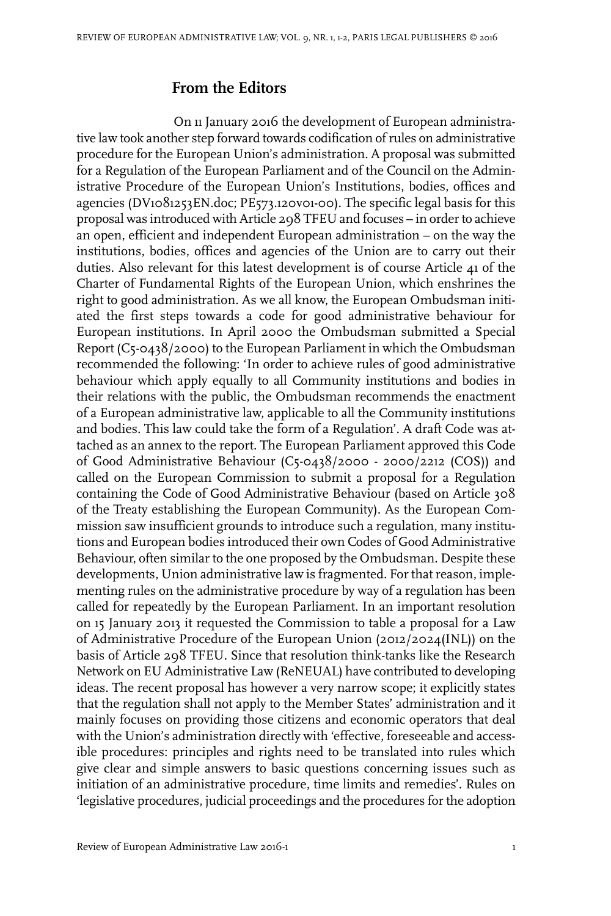## From the Editors

On 11 January 2016 the development of European administrative law took another step forward towards codification of rules on administrative procedure for the European Union's administration. A proposal was submitted for a Regulation of the European Parliament and of the Council on the Administrative Procedure of the European Union's Institutions, bodies, offices and agencies (DV1081253EN.doc; PE573.120v01-00). The specific legal basis for this proposal was introduced with Article 298 TFEU and focuses – in order to achieve an open, efficient and independent European administration – on the way the institutions, bodies, offices and agencies of the Union are to carry out their duties. Also relevant for this latest development is of course Article 41 of the Charter of Fundamental Rights of the European Union, which enshrines the right to good administration. As we all know, the European Ombudsman initiated the first steps towards a code for good administrative behaviour for European institutions. In April 2000 the Ombudsman submitted a Special Report (C5-0438/2000) to the European Parliament in which the Ombudsman recommended the following: 'In order to achieve rules of good administrative behaviour which apply equally to all Community institutions and bodies in their relations with the public, the Ombudsman recommends the enactment of a European administrative law, applicable to all the Community institutions and bodies. This law could take the form of a Regulation'. A draft Code was attached as an annex to the report. The European Parliament approved this Code of Good Administrative Behaviour (C5-0438/2000 - 2000/2212 (COS)) and called on the European Commission to submit a proposal for a Regulation containing the Code of Good Administrative Behaviour (based on Article 308 of the Treaty establishing the European Community). As the European Commission saw insufficient grounds to introduce such a regulation, many institutions and European bodies introduced their own Codes of Good Administrative Behaviour, often similar to the one proposed by the Ombudsman. Despite these developments, Union administrative law is fragmented. For that reason, implementing rules on the administrative procedure by way of a regulation has been called for repeatedly by the European Parliament. In an important resolution on 15 January 2013 it requested the Commission to table a proposal for a Law of Administrative Procedure of the European Union (2012/2024(INL)) on the basis of Article 298 TFEU. Since that resolution think-tanks like the Research Network on EU Administrative Law (ReNEUAL) have contributed to developing ideas. The recent proposal has however a very narrow scope; it explicitly states that the regulation shall not apply to the Member States' administration and it mainly focuses on providing those citizens and economic operators that deal with the Union's administration directly with 'effective, foreseeable and accessible procedures: principles and rights need to be translated into rules which give clear and simple answers to basic questions concerning issues such as initiation of an administrative procedure, time limits and remedies'. Rules on 'legislative procedures, judicial proceedings and the procedures for the adoption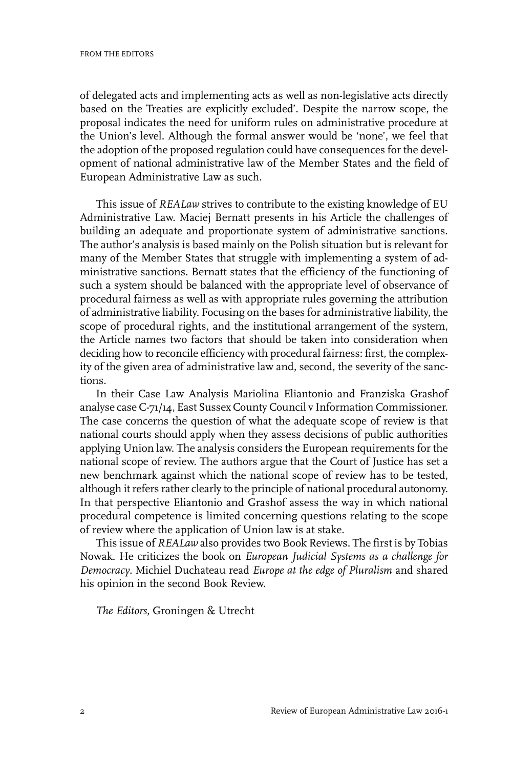of delegated acts and implementing acts as well as non-legislative acts directly based on the Treaties are explicitly excluded'. Despite the narrow scope, the proposal indicates the need for uniform rules on administrative procedure at the Union's level. Although the formal answer would be 'none', we feel that the adoption of the proposed regulation could have consequences for the development of national administrative law of the Member States and the field of European Administrative Law as such.

This issue of *REALaw* strives to contribute to the existing knowledge of EU Administrative Law. Maciej Bernatt presents in his Article the challenges of building an adequate and proportionate system of administrative sanctions. The author's analysis is based mainly on the Polish situation but is relevant for many of the Member States that struggle with implementing a system of administrative sanctions. Bernatt states that the efficiency of the functioning of such a system should be balanced with the appropriate level of observance of procedural fairness as well as with appropriate rules governing the attribution of administrative liability. Focusing on the bases for administrative liability, the scope of procedural rights, and the institutional arrangement of the system, the Article names two factors that should be taken into consideration when deciding how to reconcile efficiency with procedural fairness: first, the complexity of the given area of administrative law and, second, the severity of the sanctions.

In their Case Law Analysis Mariolina Eliantonio and Franziska Grashof analyse case C-71/14, East Sussex County Council v Information Commissioner. The case concerns the question of what the adequate scope of review is that national courts should apply when they assess decisions of public authorities applying Union law. The analysis considers the European requirements for the national scope of review. The authors argue that the Court of Justice has set a new benchmark against which the national scope of review has to be tested, although it refers rather clearly to the principle of national procedural autonomy. In that perspective Eliantonio and Grashof assess the way in which national procedural competence is limited concerning questions relating to the scope of review where the application of Union law is at stake.

This issue of *REALaw* also provides two Book Reviews. The first is by Tobias Nowak. He criticizes the book on *European Judicial Systems as a challenge for Democracy*. Michiel Duchateau read *Europe at the edge of Pluralism* and shared his opinion in the second Book Review.

*The Editors*, Groningen & Utrecht